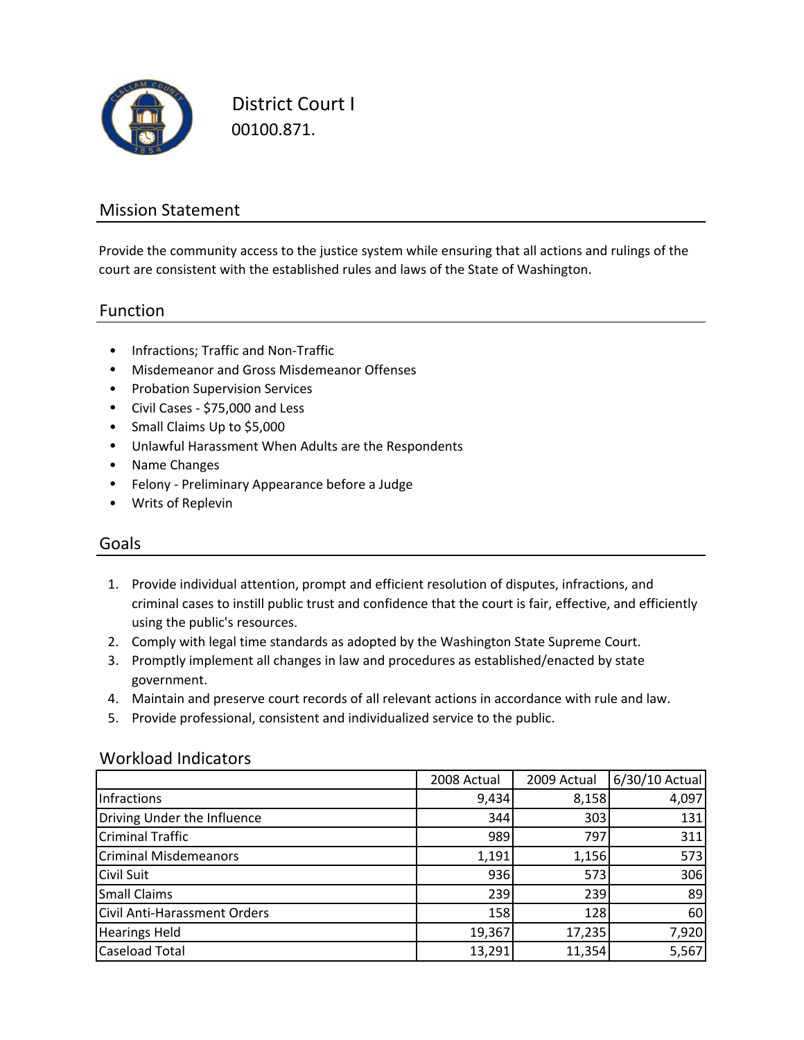# District Court I

00100.871.

## Mission Statement

Provide the community access to the justice system while ensuring that all actions and rulings of the court are consistent with the established rules and laws of the State of Washington.

## Function

- Infractions; Traffic and Non-Traffic
- Misdemeanor and Gross Misdemeanor Offenses
- Probation Supervision Services
- Civil Cases - $75,000 and Less
- Small Claims Up to $5,000
- Unlawful Harassment When Adults are the Respondents
- Name Changes
- Felony - Preliminary Appearance before a Judge
- Writs of Replevin

## Goals

1. Provide individual attention, prompt and efficient resolution of disputes, infractions, and criminal cases to instill public trust and confidence that the court is fair, effective, and efficiently using the public's resources.
2. Comply with legal time standards as adopted by the Washington State Supreme Court.
3. Promptly implement all changes in law and procedures as established/enacted by state government.
4. Maintain and preserve court records of all relevant actions in accordance with rule and law.
5. Provide professional, consistent and individualized service to the public.

## Workload Indicators

| | 2008 Actual | 2009 Actual | 6/30/10 Actual |
|---|---|---|---|
| Infractions | 9,434 | 8,158 | 4,097 |
| Driving Under the Influence | 344 | 303 | 131 |
| Criminal Traffic | 989 | 797 | 311 |
| Criminal Misdemeanors | 1,191 | 1,156 | 573 |
| Civil Suit | 936 | 573 | 306 |
| Small Claims | 239 | 239 | 89 |
| Civil Anti-Harassment Orders | 158 | 128 | 60 |
| Hearings Held | 19,367 | 17,235 | 7,920 |
| Caseload Total | 13,291 | 11,354 | 5,567 |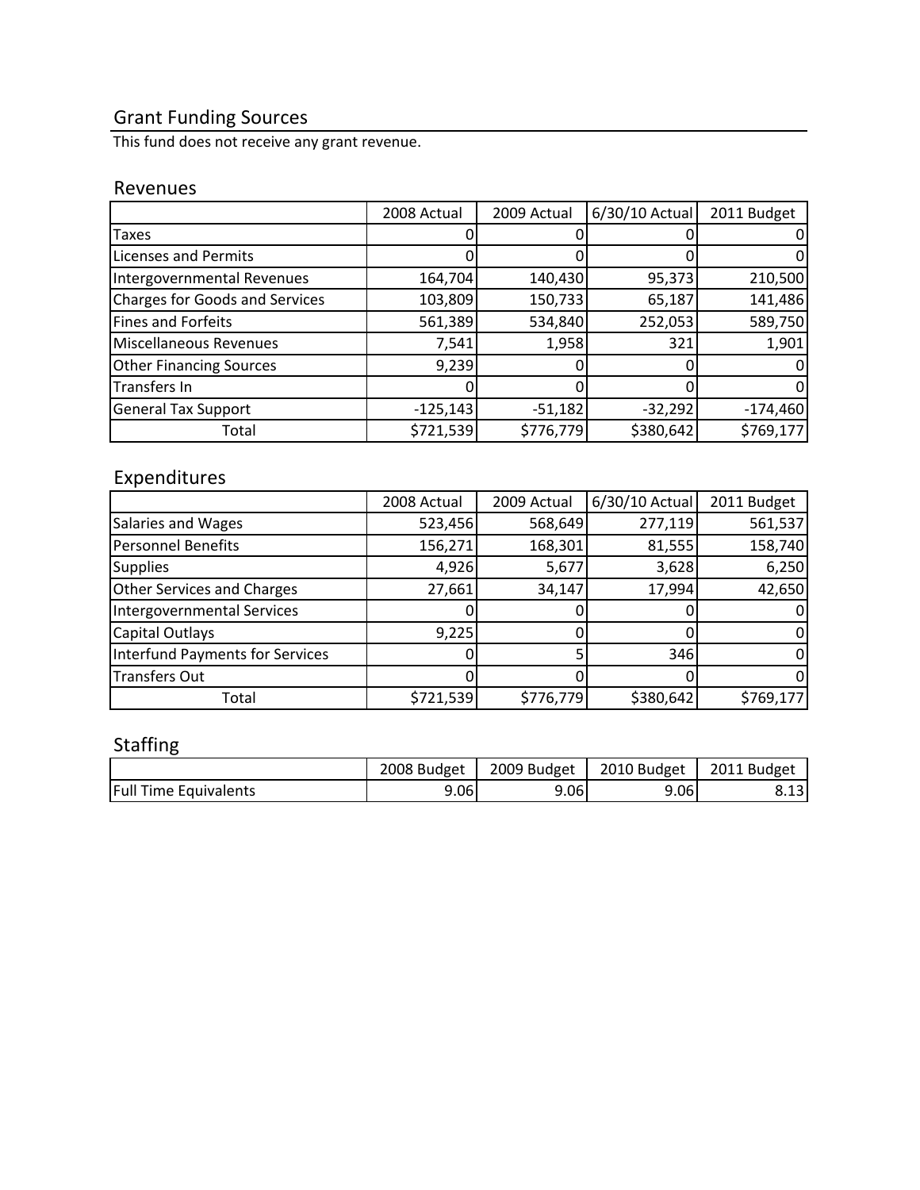## Grant Funding Sources

This fund does not receive any grant revenue.

## Revenues

| | 2008 Actual | 2009 Actual | 6/30/10 Actual | 2011 Budget |
|---|---|---|---|---|
| Taxes | 0 | 0 | 0 | 0 |
| Licenses and Permits | 0 | 0 | 0 | 0 |
| Intergovernmental Revenues | 164,704 | 140,430 | 95,373 | 210,500 |
| Charges for Goods and Services | 103,809 | 150,733 | 65,187 | 141,486 |
| Fines and Forfeits | 561,389 | 534,840 | 252,053 | 589,750 |
| Miscellaneous Revenues | 7,541 | 1,958 | 321 | 1,901 |
| Other Financing Sources | 9,239 | 0 | 0 | 0 |
| Transfers In | 0 | 0 | 0 | 0 |
| General Tax Support | -125,143 | -51,182 | -32,292 | -174,460 |
| Total | $721,539 | $776,779 | $380,642 | $769,177 |

## Expenditures

| | 2008 Actual | 2009 Actual | 6/30/10 Actual | 2011 Budget |
|---|---|---|---|---|
| Salaries and Wages | 523,456 | 568,649 | 277,119 | 561,537 |
| Personnel Benefits | 156,271 | 168,301 | 81,555 | 158,740 |
| Supplies | 4,926 | 5,677 | 3,628 | 6,250 |
| Other Services and Charges | 27,661 | 34,147 | 17,994 | 42,650 |
| Intergovernmental Services | 0 | 0 | 0 | 0 |
| Capital Outlays | 9,225 | 0 | 0 | 0 |
| Interfund Payments for Services | 0 | 5 | 346 | 0 |
| Transfers Out | 0 | 0 | 0 | 0 |
| Total | $721,539 | $776,779 | $380,642 | $769,177 |

## Staffing

| | 2008 Budget | 2009 Budget | 2010 Budget | 2011 Budget |
|---|---|---|---|---|
| Full Time Equivalents | 9.06 | 9.06 | 9.06 | 8.13 |